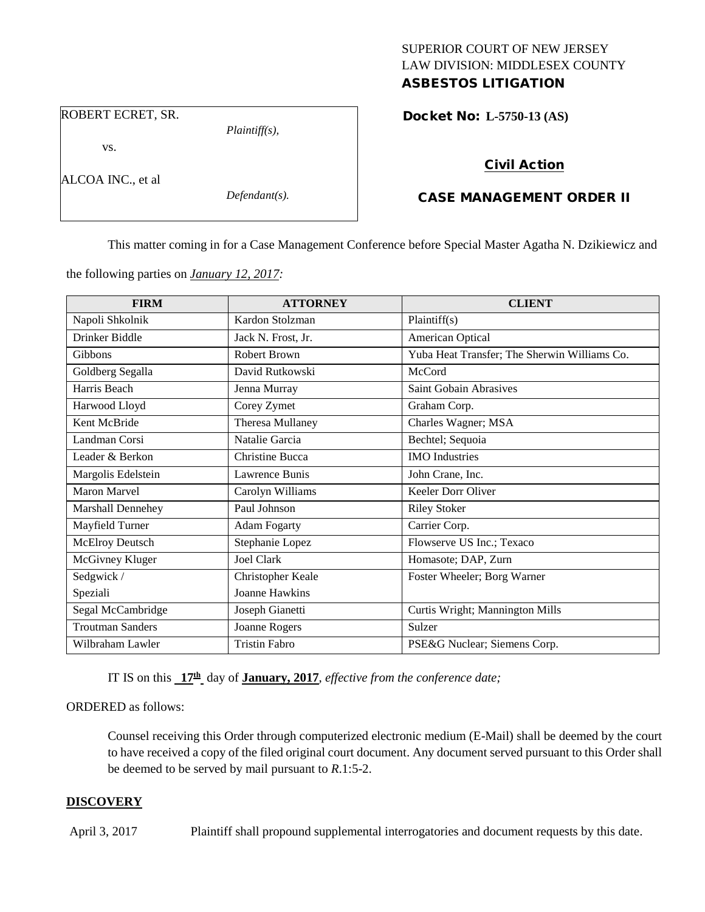SUPERIOR COURT OF NEW JERSEY
LAW DIVISION: MIDDLESEX COUNTY
**ASBESTOS LITIGATION**

ROBERT ECRET, SR.
*Plaintiff(s),*

vs.

ALCOA INC., et al
*Defendant(s).*

**Docket No: L-5750-13 (AS)**

**Civil Action**

**CASE MANAGEMENT ORDER II**

This matter coming in for a Case Management Conference before Special Master Agatha N. Dzikiewicz and the following parties on *January 12, 2017:*

| FIRM | ATTORNEY | CLIENT |
|---|---|---|
| Napoli Shkolnik | Kardon Stolzman | Plaintiff(s) |
| Drinker Biddle | Jack N. Frost, Jr. | American Optical |
| Gibbons | Robert Brown | Yuba Heat Transfer; The Sherwin Williams Co. |
| Goldberg Segalla | David Rutkowski | McCord |
| Harris Beach | Jenna Murray | Saint Gobain Abrasives |
| Harwood Lloyd | Corey Zymet | Graham Corp. |
| Kent McBride | Theresa Mullaney | Charles Wagner; MSA |
| Landman Corsi | Natalie Garcia | Bechtel; Sequoia |
| Leader & Berkon | Christine Bucca | IMO Industries |
| Margolis Edelstein | Lawrence Bunis | John Crane, Inc. |
| Maron Marvel | Carolyn Williams | Keeler Dorr Oliver |
| Marshall Dennehey | Paul Johnson | Riley Stoker |
| Mayfield Turner | Adam Fogarty | Carrier Corp. |
| McElroy Deutsch | Stephanie Lopez | Flowserve US Inc.; Texaco |
| McGivney Kluger | Joel Clark | Homasote; DAP, Zurn |
| Sedgwick / Speziali | Christopher Keale Joanne Hawkins | Foster Wheeler; Borg Warner |
| Segal McCambridge | Joseph Gianetti | Curtis Wright; Mannington Mills |
| Troutman Sanders | Joanne Rogers | Sulzer |
| Wilbraham Lawler | Tristin Fabro | PSE&G Nuclear; Siemens Corp. |

IT IS on this **17th** day of **January, 2017**, *effective from the conference date;*

ORDERED as follows:

Counsel receiving this Order through computerized electronic medium (E-Mail) shall be deemed by the court to have received a copy of the filed original court document. Any document served pursuant to this Order shall be deemed to be served by mail pursuant to *R*.1:5-2.

## DISCOVERY

April 3, 2017 Plaintiff shall propound supplemental interrogatories and document requests by this date.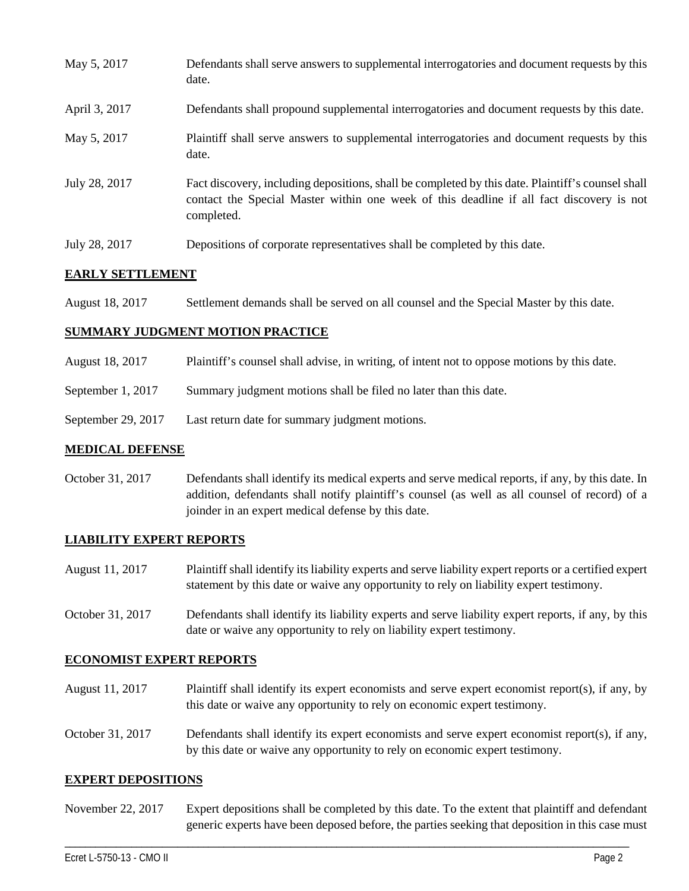| | |
|---|---|
| May 5, 2017 | Defendants shall serve answers to supplemental interrogatories and document requests by this date. |
| April 3, 2017 | Defendants shall propound supplemental interrogatories and document requests by this date. |
| May 5, 2017 | Plaintiff shall serve answers to supplemental interrogatories and document requests by this date. |
| July 28, 2017 | Fact discovery, including depositions, shall be completed by this date. Plaintiff's counsel shall contact the Special Master within one week of this deadline if all fact discovery is not completed. |
| July 28, 2017 | Depositions of corporate representatives shall be completed by this date. |

## EARLY SETTLEMENT

| | |
|---|---|
| August 18, 2017 | Settlement demands shall be served on all counsel and the Special Master by this date. |

## SUMMARY JUDGMENT MOTION PRACTICE

| | |
|---|---|
| August 18, 2017 | Plaintiff's counsel shall advise, in writing, of intent not to oppose motions by this date. |
| September 1, 2017 | Summary judgment motions shall be filed no later than this date. |
| September 29, 2017 | Last return date for summary judgment motions. |

## MEDICAL DEFENSE

| | |
|---|---|
| October 31, 2017 | Defendants shall identify its medical experts and serve medical reports, if any, by this date. In addition, defendants shall notify plaintiff's counsel (as well as all counsel of record) of a joinder in an expert medical defense by this date. |

## LIABILITY EXPERT REPORTS

| | |
|---|---|
| August 11, 2017 | Plaintiff shall identify its liability experts and serve liability expert reports or a certified expert statement by this date or waive any opportunity to rely on liability expert testimony. |
| October 31, 2017 | Defendants shall identify its liability experts and serve liability expert reports, if any, by this date or waive any opportunity to rely on liability expert testimony. |

## ECONOMIST EXPERT REPORTS

| | |
|---|---|
| August 11, 2017 | Plaintiff shall identify its expert economists and serve expert economist report(s), if any, by this date or waive any opportunity to rely on economic expert testimony. |
| October 31, 2017 | Defendants shall identify its expert economists and serve expert economist report(s), if any, by this date or waive any opportunity to rely on economic expert testimony. |

## EXPERT DEPOSITIONS

| | |
|---|---|
| November 22, 2017 | Expert depositions shall be completed by this date. To the extent that plaintiff and defendant generic experts have been deposed before, the parties seeking that deposition in this case must |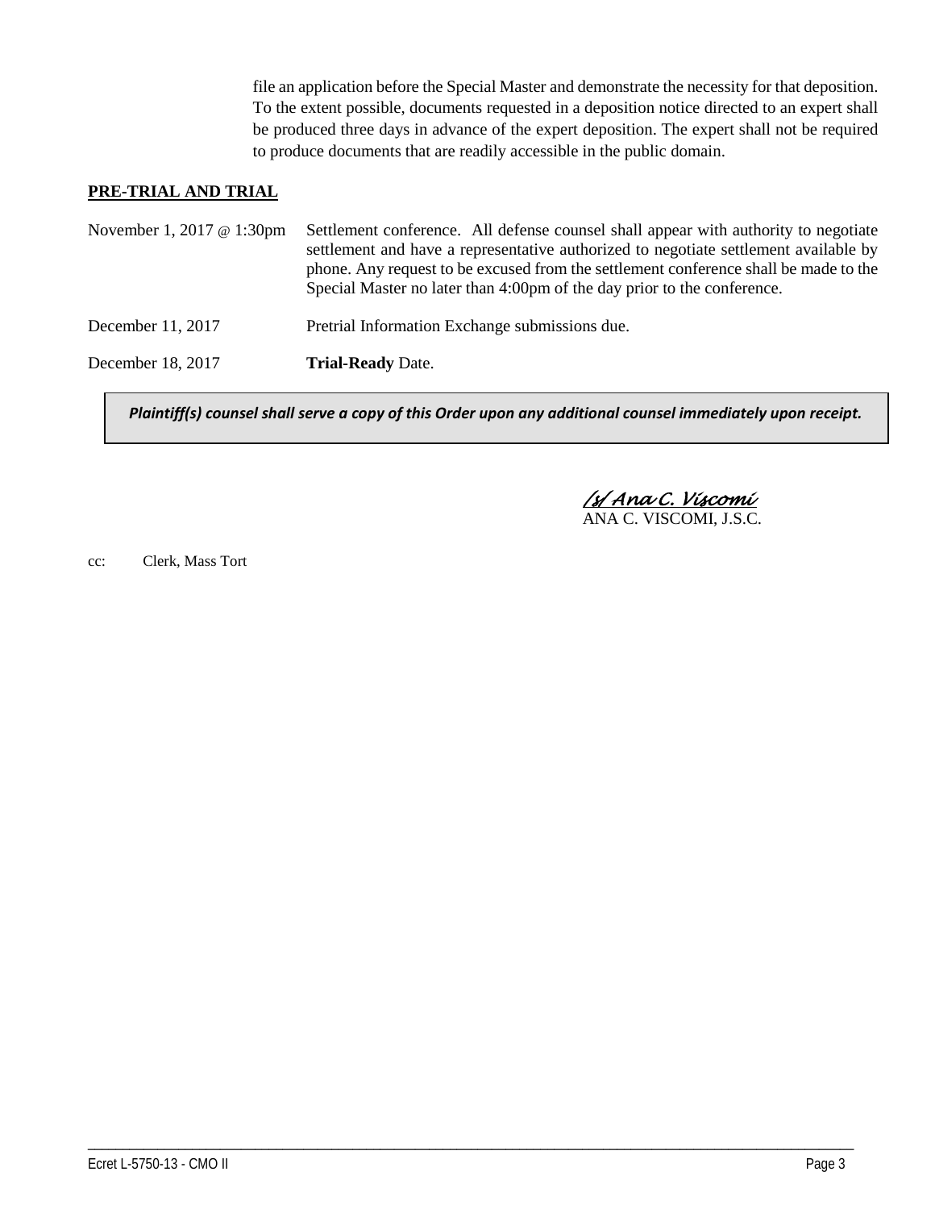file an application before the Special Master and demonstrate the necessity for that deposition. To the extent possible, documents requested in a deposition notice directed to an expert shall be produced three days in advance of the expert deposition. The expert shall not be required to produce documents that are readily accessible in the public domain.

**PRE-TRIAL AND TRIAL**

| | |
|---|---|
| November 1, 2017 @ 1:30pm | Settlement conference. All defense counsel shall appear with authority to negotiate settlement and have a representative authorized to negotiate settlement available by phone. Any request to be excused from the settlement conference shall be made to the Special Master no later than 4:00pm of the day prior to the conference. |
| December 11, 2017 | Pretrial Information Exchange submissions due. |
| December 18, 2017 | **Trial-Ready** Date. |

***Plaintiff(s) counsel shall serve a copy of this Order upon any additional counsel immediately upon receipt.***

*/s/ Ana C. Viscomi*
ANA C. VISCOMI, J.S.C.

cc: Clerk, Mass Tort